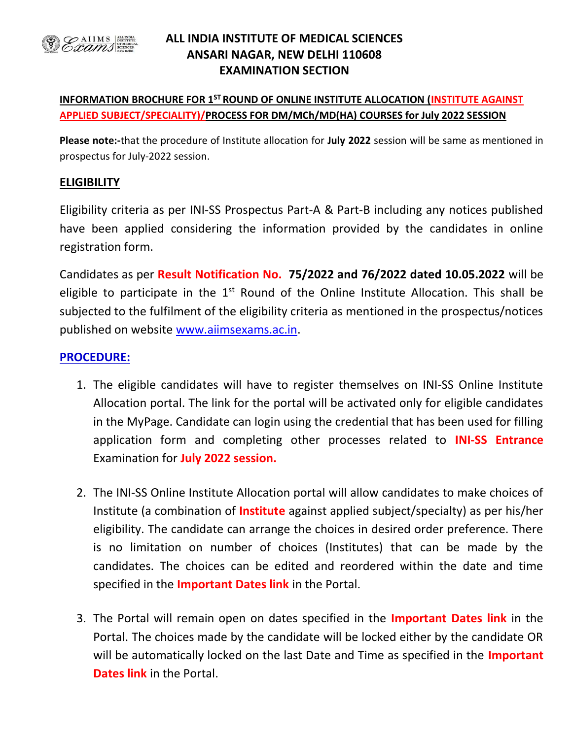# ALL INDIA INSTITUTE OF MEDICAL SCIENCES
## ANSARI NAGAR, NEW DELHI 110608
## EXAMINATION SECTION

**INFORMATION BROCHURE FOR 1ST ROUND OF ONLINE INSTITUTE ALLOCATION (INSTITUTE AGAINST APPLIED SUBJECT/SPECIALITY)/PROCESS FOR DM/MCh/MD(HA) COURSES for July 2022 SESSION**

**Please note:-**that the procedure of Institute allocation for **July 2022** session will be same as mentioned in prospectus for July-2022 session.

## ELIGIBILITY

Eligibility criteria as per INI-SS Prospectus Part-A & Part-B including any notices published have been applied considering the information provided by the candidates in online registration form.

Candidates as per **Result Notification No. 75/2022 and 76/2022 dated 10.05.2022** will be eligible to participate in the 1st Round of the Online Institute Allocation. This shall be subjected to the fulfilment of the eligibility criteria as mentioned in the prospectus/notices published on website www.aiimsexams.ac.in.

## PROCEDURE:

1. The eligible candidates will have to register themselves on INI-SS Online Institute Allocation portal. The link for the portal will be activated only for eligible candidates in the MyPage. Candidate can login using the credential that has been used for filling application form and completing other processes related to **INI-SS Entrance** Examination for **July 2022 session.**

2. The INI-SS Online Institute Allocation portal will allow candidates to make choices of Institute (a combination of **Institute** against applied subject/specialty) as per his/her eligibility. The candidate can arrange the choices in desired order preference. There is no limitation on number of choices (Institutes) that can be made by the candidates. The choices can be edited and reordered within the date and time specified in the **Important Dates link** in the Portal.

3. The Portal will remain open on dates specified in the **Important Dates link** in the Portal. The choices made by the candidate will be locked either by the candidate OR will be automatically locked on the last Date and Time as specified in the **Important Dates link** in the Portal.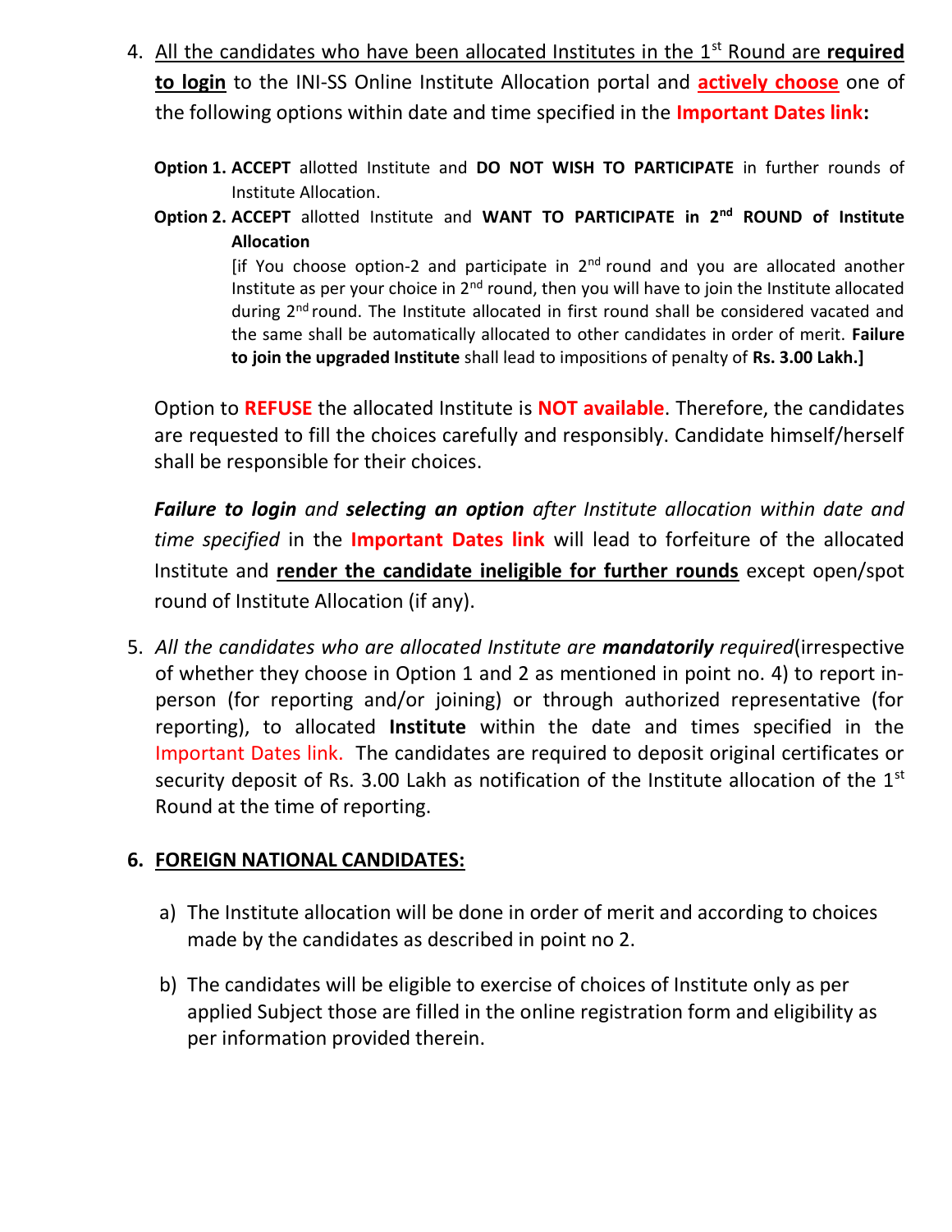4. <u>All the candidates who have been allocated Institutes in the 1st Round are **required to login**</u> to the INI-SS Online Institute Allocation portal and **<u>actively choose</u>** one of the following options within date and time specified in the **Important Dates link:**

   **Option 1. ACCEPT** allotted Institute and **DO NOT WISH TO PARTICIPATE** in further rounds of Institute Allocation.

   **Option 2. ACCEPT** allotted Institute and **WANT TO PARTICIPATE in 2nd ROUND of Institute Allocation**

   [if You choose option-2 and participate in 2nd round and you are allocated another Institute as per your choice in 2nd round, then you will have to join the Institute allocated during 2nd round. The Institute allocated in first round shall be considered vacated and the same shall be automatically allocated to other candidates in order of merit. **Failure to join the upgraded Institute** shall lead to impositions of penalty of **Rs. 3.00 Lakh.]**

   Option to **REFUSE** the allocated Institute is **NOT available**. Therefore, the candidates are requested to fill the choices carefully and responsibly. Candidate himself/herself shall be responsible for their choices.

   ***Failure to login*** *and* ***selecting an option*** *after Institute allocation within date and time specified* in the **Important Dates link** will lead to forfeiture of the allocated Institute and **<u>render the candidate ineligible for further rounds</u>** except open/spot round of Institute Allocation (if any).

5. *All the candidates who are allocated Institute are **mandatorily** required*(irrespective of whether they choose in Option 1 and 2 as mentioned in point no. 4) to report in-person (for reporting and/or joining) or through authorized representative (for reporting), to allocated **Institute** within the date and times specified in the Important Dates link. The candidates are required to deposit original certificates or security deposit of Rs. 3.00 Lakh as notification of the Institute allocation of the 1st Round at the time of reporting.

6. **<u>FOREIGN NATIONAL CANDIDATES:</u>**

   a) The Institute allocation will be done in order of merit and according to choices made by the candidates as described in point no 2.

   b) The candidates will be eligible to exercise of choices of Institute only as per applied Subject those are filled in the online registration form and eligibility as per information provided therein.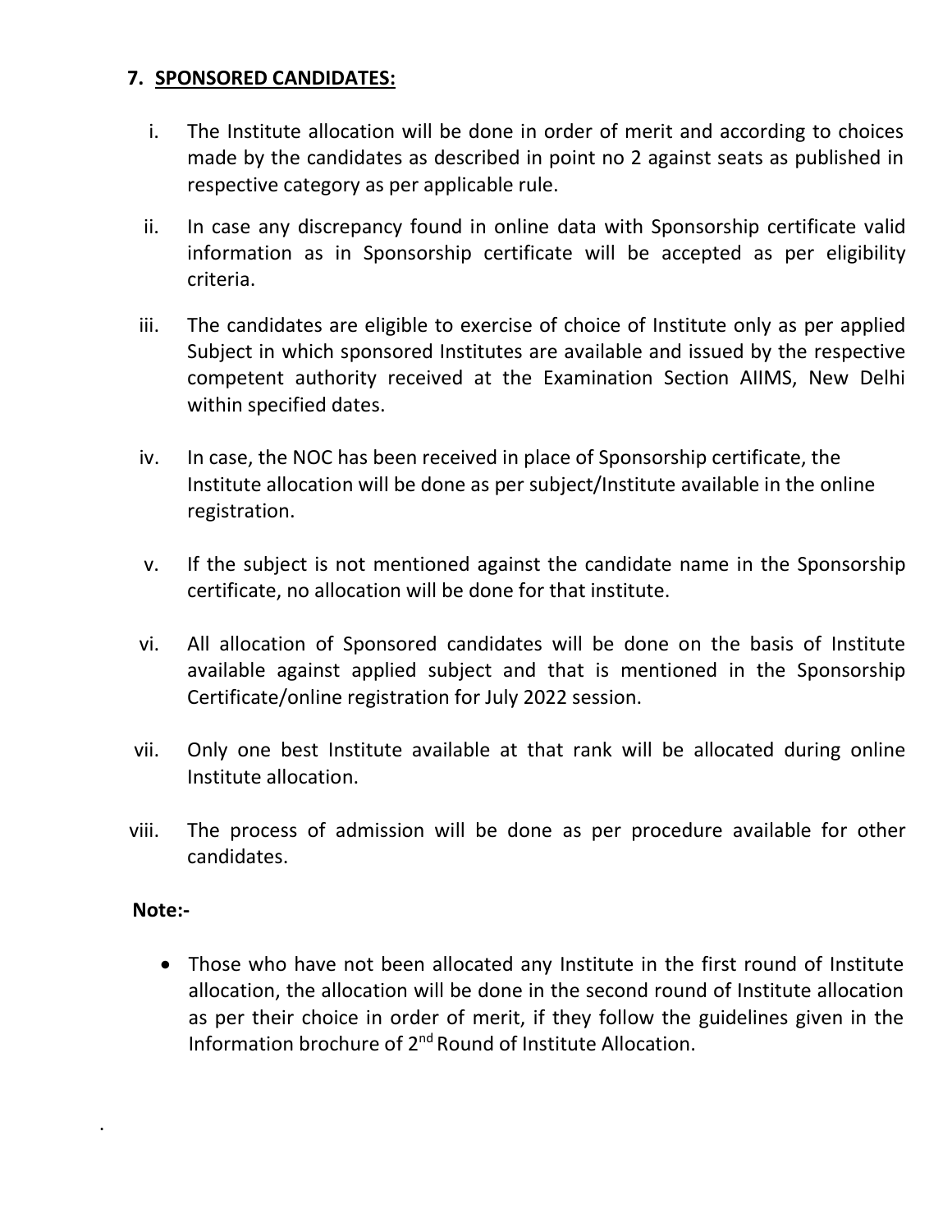## 7. SPONSORED CANDIDATES:

i. The Institute allocation will be done in order of merit and according to choices made by the candidates as described in point no 2 against seats as published in respective category as per applicable rule.

ii. In case any discrepancy found in online data with Sponsorship certificate valid information as in Sponsorship certificate will be accepted as per eligibility criteria.

iii. The candidates are eligible to exercise of choice of Institute only as per applied Subject in which sponsored Institutes are available and issued by the respective competent authority received at the Examination Section AIIMS, New Delhi within specified dates.

iv. In case, the NOC has been received in place of Sponsorship certificate, the Institute allocation will be done as per subject/Institute available in the online registration.

v. If the subject is not mentioned against the candidate name in the Sponsorship certificate, no allocation will be done for that institute.

vi. All allocation of Sponsored candidates will be done on the basis of Institute available against applied subject and that is mentioned in the Sponsorship Certificate/online registration for July 2022 session.

vii. Only one best Institute available at that rank will be allocated during online Institute allocation.

viii. The process of admission will be done as per procedure available for other candidates.

**Note:-**

- Those who have not been allocated any Institute in the first round of Institute allocation, the allocation will be done in the second round of Institute allocation as per their choice in order of merit, if they follow the guidelines given in the Information brochure of 2nd Round of Institute Allocation.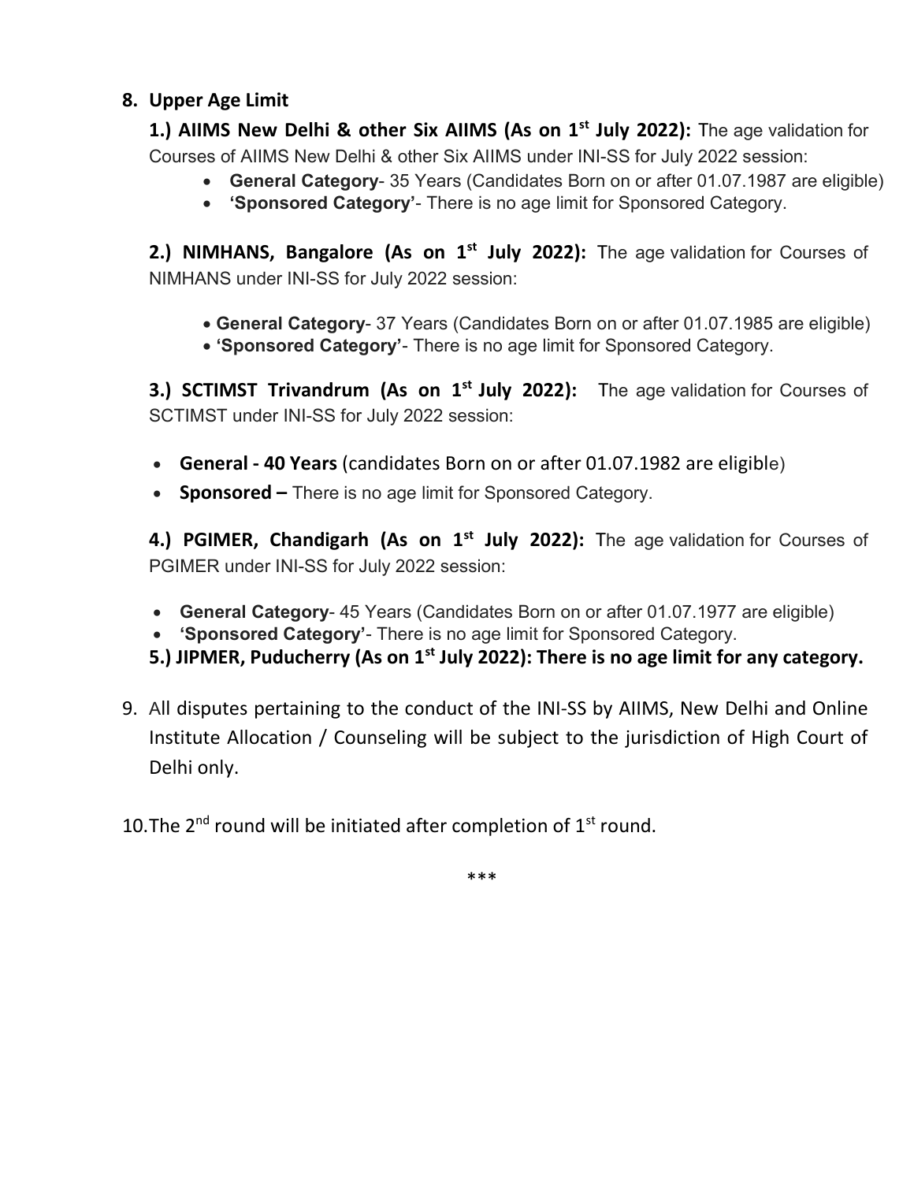8. **Upper Age Limit**

**1.) AIIMS New Delhi & other Six AIIMS (As on 1st July 2022):** The age validation for Courses of AIIMS New Delhi & other Six AIIMS under INI-SS for July 2022 session:

- **General Category**- 35 Years (Candidates Born on or after 01.07.1987 are eligible)
- **'Sponsored Category'**- There is no age limit for Sponsored Category.

**2.) NIMHANS, Bangalore (As on 1st July 2022):** The age validation for Courses of NIMHANS under INI-SS for July 2022 session:

- **General Category**- 37 Years (Candidates Born on or after 01.07.1985 are eligible)
- **'Sponsored Category'**- There is no age limit for Sponsored Category.

**3.) SCTIMST Trivandrum (As on 1st July 2022):** The age validation for Courses of SCTIMST under INI-SS for July 2022 session:

- **General - 40 Years** (candidates Born on or after 01.07.1982 are eligible)
- **Sponsored –** There is no age limit for Sponsored Category.

**4.) PGIMER, Chandigarh (As on 1st July 2022):** The age validation for Courses of PGIMER under INI-SS for July 2022 session:

- **General Category**- 45 Years (Candidates Born on or after 01.07.1977 are eligible)
- **'Sponsored Category'**- There is no age limit for Sponsored Category.

**5.) JIPMER, Puducherry (As on 1st July 2022): There is no age limit for any category.**

9. All disputes pertaining to the conduct of the INI-SS by AIIMS, New Delhi and Online Institute Allocation / Counseling will be subject to the jurisdiction of High Court of Delhi only.

10. The 2nd round will be initiated after completion of 1st round.

***